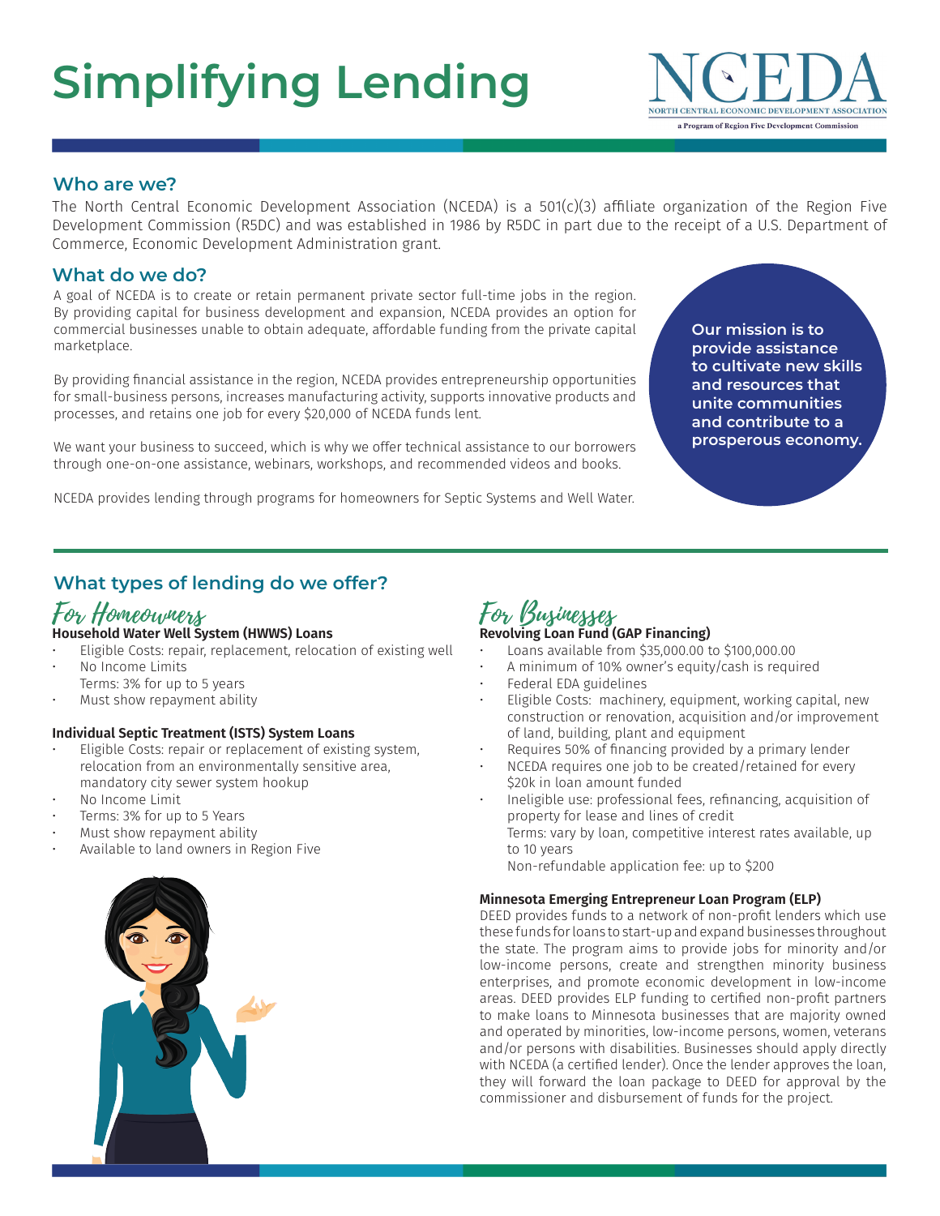# Simplifying Lending

NCEDA
NORTH CENTRAL ECONOMIC DEVELOPMENT ASSOCIATION
a Program of Region Five Development Commission

## Who are we?

The North Central Economic Development Association (NCEDA) is a 501(c)(3) affiliate organization of the Region Five Development Commission (R5DC) and was established in 1986 by R5DC in part due to the receipt of a U.S. Department of Commerce, Economic Development Administration grant.

## What do we do?

A goal of NCEDA is to create or retain permanent private sector full-time jobs in the region. By providing capital for business development and expansion, NCEDA provides an option for commercial businesses unable to obtain adequate, affordable funding from the private capital marketplace.

By providing financial assistance in the region, NCEDA provides entrepreneurship opportunities for small-business persons, increases manufacturing activity, supports innovative products and processes, and retains one job for every $20,000 of NCEDA funds lent.

We want your business to succeed, which is why we offer technical assistance to our borrowers through one-on-one assistance, webinars, workshops, and recommended videos and books.

NCEDA provides lending through programs for homeowners for Septic Systems and Well Water.

**Our mission is to provide assistance to cultivate new skills and resources that unite communities and contribute to a prosperous economy.**

## What types of lending do we offer?

### For Homeowners

**Household Water Well System (HWWS) Loans**

- Eligible Costs: repair, replacement, relocation of existing well
- No Income Limits
  Terms: 3% for up to 5 years
- Must show repayment ability

**Individual Septic Treatment (ISTS) System Loans**

- Eligible Costs: repair or replacement of existing system, relocation from an environmentally sensitive area, mandatory city sewer system hookup
- No Income Limit
- Terms: 3% for up to 5 Years
- Must show repayment ability
- Available to land owners in Region Five

### For Businesses

**Revolving Loan Fund (GAP Financing)**

- Loans available from $35,000.00 to $100,000.00
- A minimum of 10% owner's equity/cash is required
- Federal EDA guidelines
- Eligible Costs: machinery, equipment, working capital, new construction or renovation, acquisition and/or improvement of land, building, plant and equipment
- Requires 50% of financing provided by a primary lender
- NCEDA requires one job to be created/retained for every $20k in loan amount funded
- Ineligible use: professional fees, refinancing, acquisition of property for lease and lines of credit
  Terms: vary by loan, competitive interest rates available, up to 10 years
  Non-refundable application fee: up to $200

**Minnesota Emerging Entrepreneur Loan Program (ELP)**

DEED provides funds to a network of non-profit lenders which use these funds for loans to start-up and expand businesses throughout the state. The program aims to provide jobs for minority and/or low-income persons, create and strengthen minority business enterprises, and promote economic development in low-income areas. DEED provides ELP funding to certified non-profit partners to make loans to Minnesota businesses that are majority owned and operated by minorities, low-income persons, women, veterans and/or persons with disabilities. Businesses should apply directly with NCEDA (a certified lender). Once the lender approves the loan, they will forward the loan package to DEED for approval by the commissioner and disbursement of funds for the project.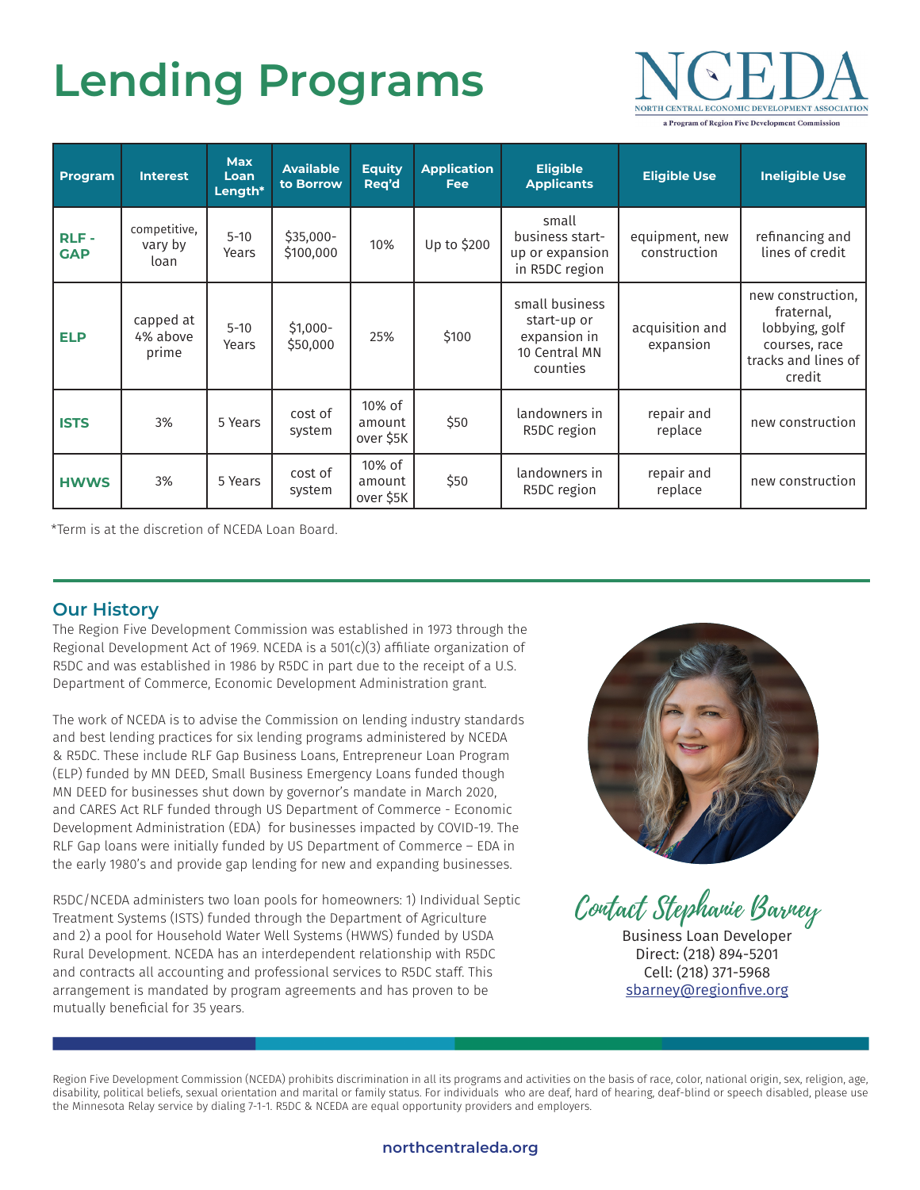# Lending Programs

NCEDA
NORTH CENTRAL ECONOMIC DEVELOPMENT ASSOCIATION
a Program of Region Five Development Commission

| Program | Interest | Max Loan Length* | Available to Borrow | Equity Req'd | Application Fee | Eligible Applicants | Eligible Use | Ineligible Use |
|---|---|---|---|---|---|---|---|---|
| **RLF - GAP** | competitive, vary by loan | 5-10 Years | $35,000-$100,000 | 10% | Up to $200 | small business start-up or expansion in R5DC region | equipment, new construction | refinancing and lines of credit |
| **ELP** | capped at 4% above prime | 5-10 Years | $1,000-$50,000 | 25% | $100 | small business start-up or expansion in 10 Central MN counties | acquisition and expansion | new construction, fraternal, lobbying, golf courses, race tracks and lines of credit |
| **ISTS** | 3% | 5 Years | cost of system | 10% of amount over $5K | $50 | landowners in R5DC region | repair and replace | new construction |
| **HWWS** | 3% | 5 Years | cost of system | 10% of amount over $5K | $50 | landowners in R5DC region | repair and replace | new construction |

*Term is at the discretion of NCEDA Loan Board.

## Our History

The Region Five Development Commission was established in 1973 through the Regional Development Act of 1969. NCEDA is a 501(c)(3) affiliate organization of R5DC and was established in 1986 by R5DC in part due to the receipt of a U.S. Department of Commerce, Economic Development Administration grant.

The work of NCEDA is to advise the Commission on lending industry standards and best lending practices for six lending programs administered by NCEDA & R5DC. These include RLF Gap Business Loans, Entrepreneur Loan Program (ELP) funded by MN DEED, Small Business Emergency Loans funded though MN DEED for businesses shut down by governor's mandate in March 2020, and CARES Act RLF funded through US Department of Commerce - Economic Development Administration (EDA) for businesses impacted by COVID-19. The RLF Gap loans were initially funded by US Department of Commerce – EDA in the early 1980's and provide gap lending for new and expanding businesses.

R5DC/NCEDA administers two loan pools for homeowners: 1) Individual Septic Treatment Systems (ISTS) funded through the Department of Agriculture and 2) a pool for Household Water Well Systems (HWWS) funded by USDA Rural Development. NCEDA has an interdependent relationship with R5DC and contracts all accounting and professional services to R5DC staff. This arrangement is mandated by program agreements and has proven to be mutually beneficial for 35 years.

*Contact Stephanie Barney*

Business Loan Developer
Direct: (218) 894-5201
Cell: (218) 371-5968
sbarney@regionfive.org

Region Five Development Commission (NCEDA) prohibits discrimination in all its programs and activities on the basis of race, color, national origin, sex, religion, age, disability, political beliefs, sexual orientation and marital or family status. For individuals who are deaf, hard of hearing, deaf-blind or speech disabled, please use the Minnesota Relay service by dialing 7-1-1. R5DC & NCEDA are equal opportunity providers and employers.

northcentraleda.org